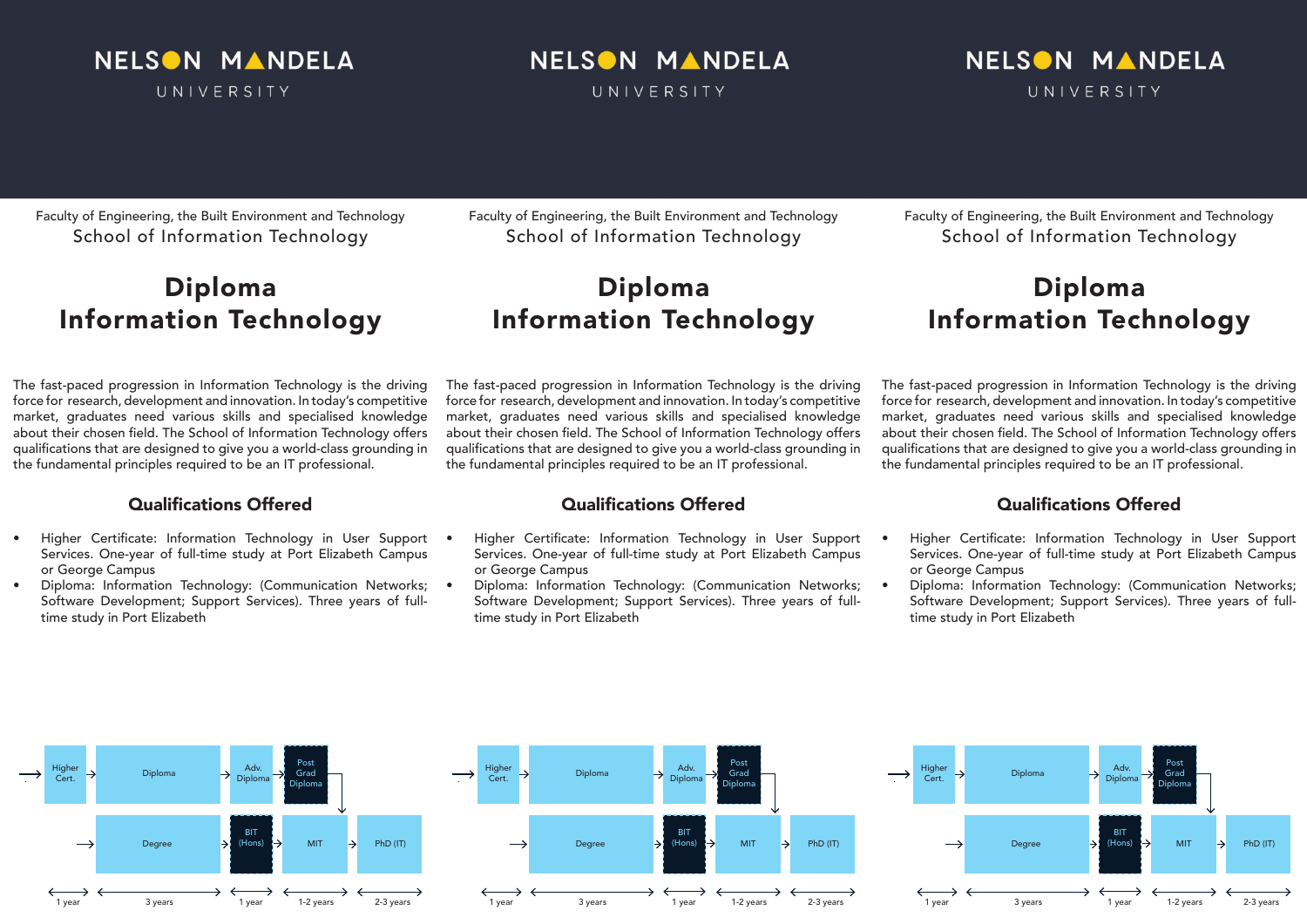NELSON MANDELA UNIVERSITY

Faculty of Engineering, the Built Environment and Technology

School of Information Technology

# Diploma Information Technology

The fast-paced progression in Information Technology is the driving force for research, development and innovation. In today's competitive market, graduates need various skills and specialised knowledge about their chosen field. The School of Information Technology offers qualifications that are designed to give you a world-class grounding in the fundamental principles required to be an IT professional.

## Qualifications Offered

- Higher Certificate: Information Technology in User Support Services. One-year of full-time study at Port Elizabeth Campus or George Campus
- Diploma: Information Technology: (Communication Networks; Software Development; Support Services). Three years of full-time study in Port Elizabeth

Higher Cert. → Diploma → Adv. Diploma → Post Grad Diploma → MIT

Degree → BIT (Hons) → MIT → PhD (IT)

1 year | 3 years | 1 year | 1-2 years | 2-3 years

NELSON MANDELA UNIVERSITY

Faculty of Engineering, the Built Environment and Technology

School of Information Technology

# Diploma Information Technology

The fast-paced progression in Information Technology is the driving force for research, development and innovation. In today's competitive market, graduates need various skills and specialised knowledge about their chosen field. The School of Information Technology offers qualifications that are designed to give you a world-class grounding in the fundamental principles required to be an IT professional.

## Qualifications Offered

- Higher Certificate: Information Technology in User Support Services. One-year of full-time study at Port Elizabeth Campus or George Campus
- Diploma: Information Technology: (Communication Networks; Software Development; Support Services). Three years of full-time study in Port Elizabeth

Higher Cert. → Diploma → Adv. Diploma → Post Grad Diploma → MIT

Degree → BIT (Hons) → MIT → PhD (IT)

1 year | 3 years | 1 year | 1-2 years | 2-3 years

NELSON MANDELA UNIVERSITY

Faculty of Engineering, the Built Environment and Technology

School of Information Technology

# Diploma Information Technology

The fast-paced progression in Information Technology is the driving force for research, development and innovation. In today's competitive market, graduates need various skills and specialised knowledge about their chosen field. The School of Information Technology offers qualifications that are designed to give you a world-class grounding in the fundamental principles required to be an IT professional.

## Qualifications Offered

- Higher Certificate: Information Technology in User Support Services. One-year of full-time study at Port Elizabeth Campus or George Campus
- Diploma: Information Technology: (Communication Networks; Software Development; Support Services). Three years of full-time study in Port Elizabeth

Higher Cert. → Diploma → Adv. Diploma → Post Grad Diploma → MIT

Degree → BIT (Hons) → MIT → PhD (IT)

1 year | 3 years | 1 year | 1-2 years | 2-3 years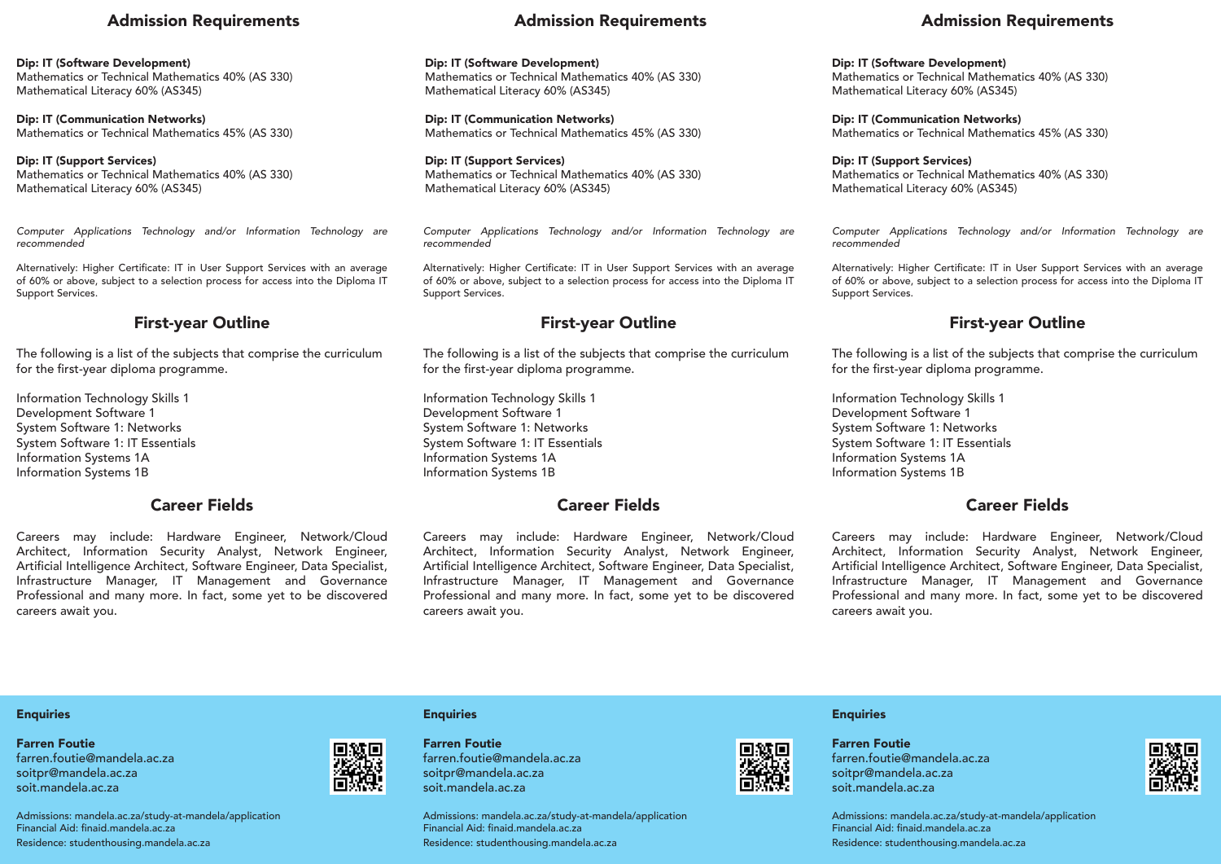## Admission Requirements

**Dip: IT (Software Development)**
Mathematics or Technical Mathematics 40% (AS 330)
Mathematical Literacy 60% (AS345)

**Dip: IT (Communication Networks)**
Mathematics or Technical Mathematics 45% (AS 330)

**Dip: IT (Support Services)**
Mathematics or Technical Mathematics 40% (AS 330)
Mathematical Literacy 60% (AS345)

*Computer Applications Technology and/or Information Technology are recommended*

Alternatively: Higher Certificate: IT in User Support Services with an average of 60% or above, subject to a selection process for access into the Diploma IT Support Services.

## First-year Outline

The following is a list of the subjects that comprise the curriculum for the first-year diploma programme.

Information Technology Skills 1
Development Software 1
System Software 1: Networks
System Software 1: IT Essentials
Information Systems 1A
Information Systems 1B

## Career Fields

Careers may include: Hardware Engineer, Network/Cloud Architect, Information Security Analyst, Network Engineer, Artificial Intelligence Architect, Software Engineer, Data Specialist, Infrastructure Manager, IT Management and Governance Professional and many more. In fact, some yet to be discovered careers await you.

**Enquiries**

**Farren Foutie**
farren.foutie@mandela.ac.za
soitpr@mandela.ac.za
soit.mandela.ac.za

Admissions: mandela.ac.za/study-at-mandela/application
Financial Aid: finaid.mandela.ac.za
Residence: studenthousing.mandela.ac.za

## Admission Requirements

**Dip: IT (Software Development)**
Mathematics or Technical Mathematics 40% (AS 330)
Mathematical Literacy 60% (AS345)

**Dip: IT (Communication Networks)**
Mathematics or Technical Mathematics 45% (AS 330)

**Dip: IT (Support Services)**
Mathematics or Technical Mathematics 40% (AS 330)
Mathematical Literacy 60% (AS345)

*Computer Applications Technology and/or Information Technology are recommended*

Alternatively: Higher Certificate: IT in User Support Services with an average of 60% or above, subject to a selection process for access into the Diploma IT Support Services.

## First-year Outline

The following is a list of the subjects that comprise the curriculum for the first-year diploma programme.

Information Technology Skills 1
Development Software 1
System Software 1: Networks
System Software 1: IT Essentials
Information Systems 1A
Information Systems 1B

## Career Fields

Careers may include: Hardware Engineer, Network/Cloud Architect, Information Security Analyst, Network Engineer, Artificial Intelligence Architect, Software Engineer, Data Specialist, Infrastructure Manager, IT Management and Governance Professional and many more. In fact, some yet to be discovered careers await you.

**Enquiries**

**Farren Foutie**
farren.foutie@mandela.ac.za
soitpr@mandela.ac.za
soit.mandela.ac.za

Admissions: mandela.ac.za/study-at-mandela/application
Financial Aid: finaid.mandela.ac.za
Residence: studenthousing.mandela.ac.za

## Admission Requirements

**Dip: IT (Software Development)**
Mathematics or Technical Mathematics 40% (AS 330)
Mathematical Literacy 60% (AS345)

**Dip: IT (Communication Networks)**
Mathematics or Technical Mathematics 45% (AS 330)

**Dip: IT (Support Services)**
Mathematics or Technical Mathematics 40% (AS 330)
Mathematical Literacy 60% (AS345)

*Computer Applications Technology and/or Information Technology are recommended*

Alternatively: Higher Certificate: IT in User Support Services with an average of 60% or above, subject to a selection process for access into the Diploma IT Support Services.

## First-year Outline

The following is a list of the subjects that comprise the curriculum for the first-year diploma programme.

Information Technology Skills 1
Development Software 1
System Software 1: Networks
System Software 1: IT Essentials
Information Systems 1A
Information Systems 1B

## Career Fields

Careers may include: Hardware Engineer, Network/Cloud Architect, Information Security Analyst, Network Engineer, Artificial Intelligence Architect, Software Engineer, Data Specialist, Infrastructure Manager, IT Management and Governance Professional and many more. In fact, some yet to be discovered careers await you.

**Enquiries**

**Farren Foutie**
farren.foutie@mandela.ac.za
soitpr@mandela.ac.za
soit.mandela.ac.za

Admissions: mandela.ac.za/study-at-mandela/application
Financial Aid: finaid.mandela.ac.za
Residence: studenthousing.mandela.ac.za